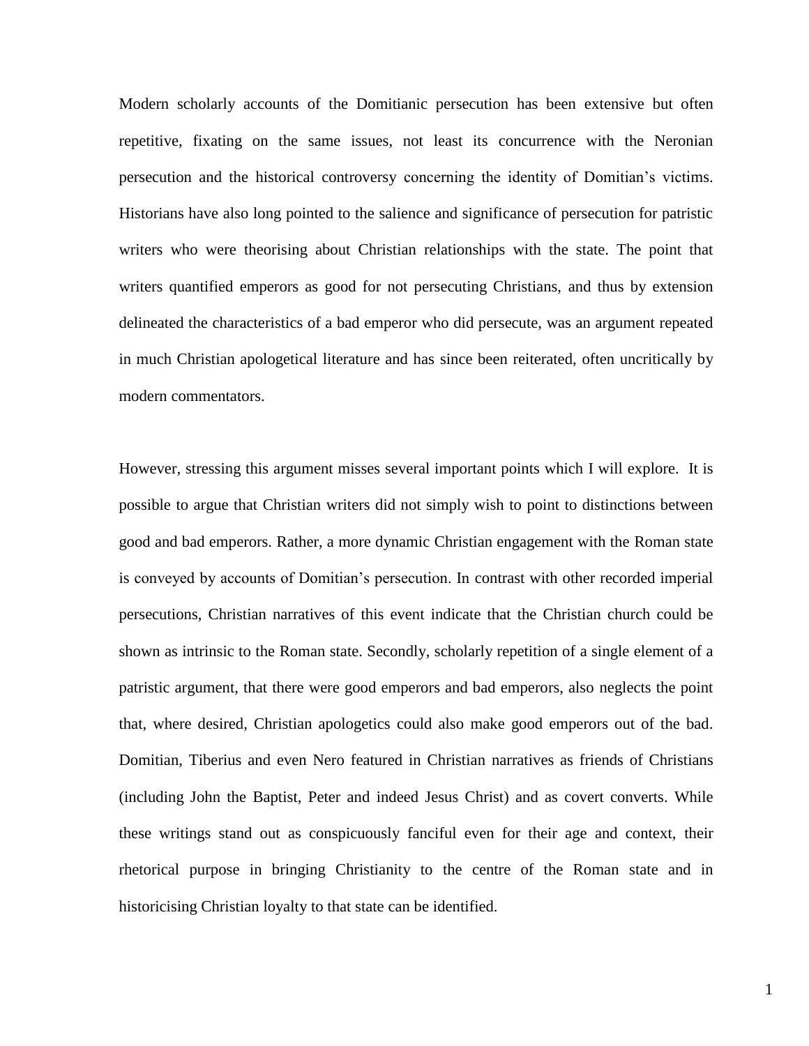Modern scholarly accounts of the Domitianic persecution has been extensive but often repetitive, fixating on the same issues, not least its concurrence with the Neronian persecution and the historical controversy concerning the identity of Domitian's victims. Historians have also long pointed to the salience and significance of persecution for patristic writers who were theorising about Christian relationships with the state. The point that writers quantified emperors as good for not persecuting Christians, and thus by extension delineated the characteristics of a bad emperor who did persecute, was an argument repeated in much Christian apologetical literature and has since been reiterated, often uncritically by modern commentators.

However, stressing this argument misses several important points which I will explore. It is possible to argue that Christian writers did not simply wish to point to distinctions between good and bad emperors. Rather, a more dynamic Christian engagement with the Roman state is conveyed by accounts of Domitian's persecution. In contrast with other recorded imperial persecutions, Christian narratives of this event indicate that the Christian church could be shown as intrinsic to the Roman state. Secondly, scholarly repetition of a single element of a patristic argument, that there were good emperors and bad emperors, also neglects the point that, where desired, Christian apologetics could also make good emperors out of the bad. Domitian, Tiberius and even Nero featured in Christian narratives as friends of Christians (including John the Baptist, Peter and indeed Jesus Christ) and as covert converts. While these writings stand out as conspicuously fanciful even for their age and context, their rhetorical purpose in bringing Christianity to the centre of the Roman state and in historicising Christian loyalty to that state can be identified.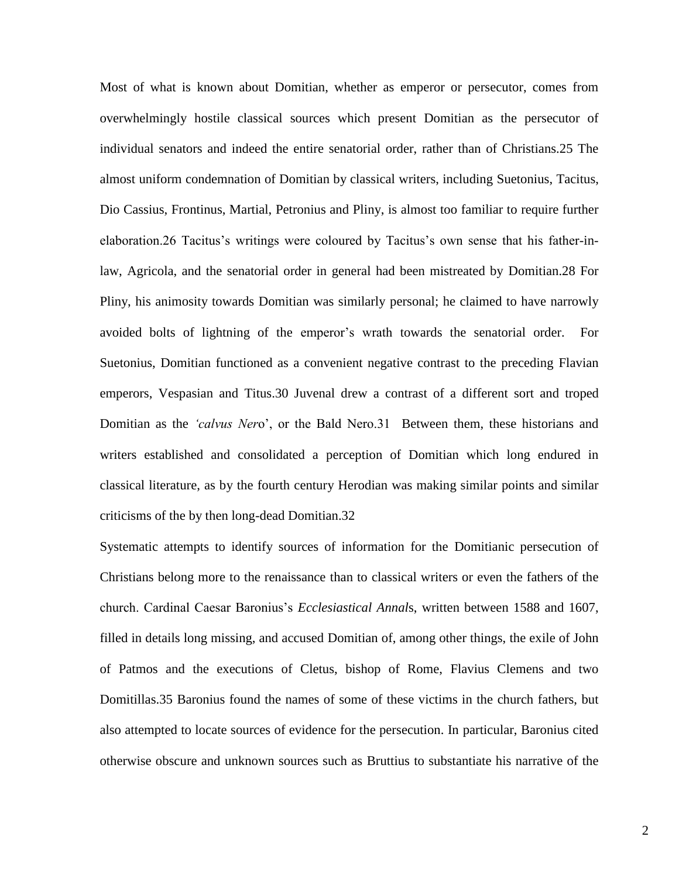Most of what is known about Domitian, whether as emperor or persecutor, comes from overwhelmingly hostile classical sources which present Domitian as the persecutor of individual senators and indeed the entire senatorial order, rather than of Christians.25 The almost uniform condemnation of Domitian by classical writers, including Suetonius, Tacitus, Dio Cassius, Frontinus, Martial, Petronius and Pliny, is almost too familiar to require further elaboration.26 Tacitus's writings were coloured by Tacitus's own sense that his father-in-law, Agricola, and the senatorial order in general had been mistreated by Domitian.28 For Pliny, his animosity towards Domitian was similarly personal; he claimed to have narrowly avoided bolts of lightning of the emperor's wrath towards the senatorial order. For Suetonius, Domitian functioned as a convenient negative contrast to the preceding Flavian emperors, Vespasian and Titus.30 Juvenal drew a contrast of a different sort and troped Domitian as the *'calvus Nero*', or the Bald Nero.31 Between them, these historians and writers established and consolidated a perception of Domitian which long endured in classical literature, as by the fourth century Herodian was making similar points and similar criticisms of the by then long-dead Domitian.32

Systematic attempts to identify sources of information for the Domitianic persecution of Christians belong more to the renaissance than to classical writers or even the fathers of the church. Cardinal Caesar Baronius's *Ecclesiastical Annals*, written between 1588 and 1607, filled in details long missing, and accused Domitian of, among other things, the exile of John of Patmos and the executions of Cletus, bishop of Rome, Flavius Clemens and two Domitillas.35 Baronius found the names of some of these victims in the church fathers, but also attempted to locate sources of evidence for the persecution. In particular, Baronius cited otherwise obscure and unknown sources such as Bruttius to substantiate his narrative of the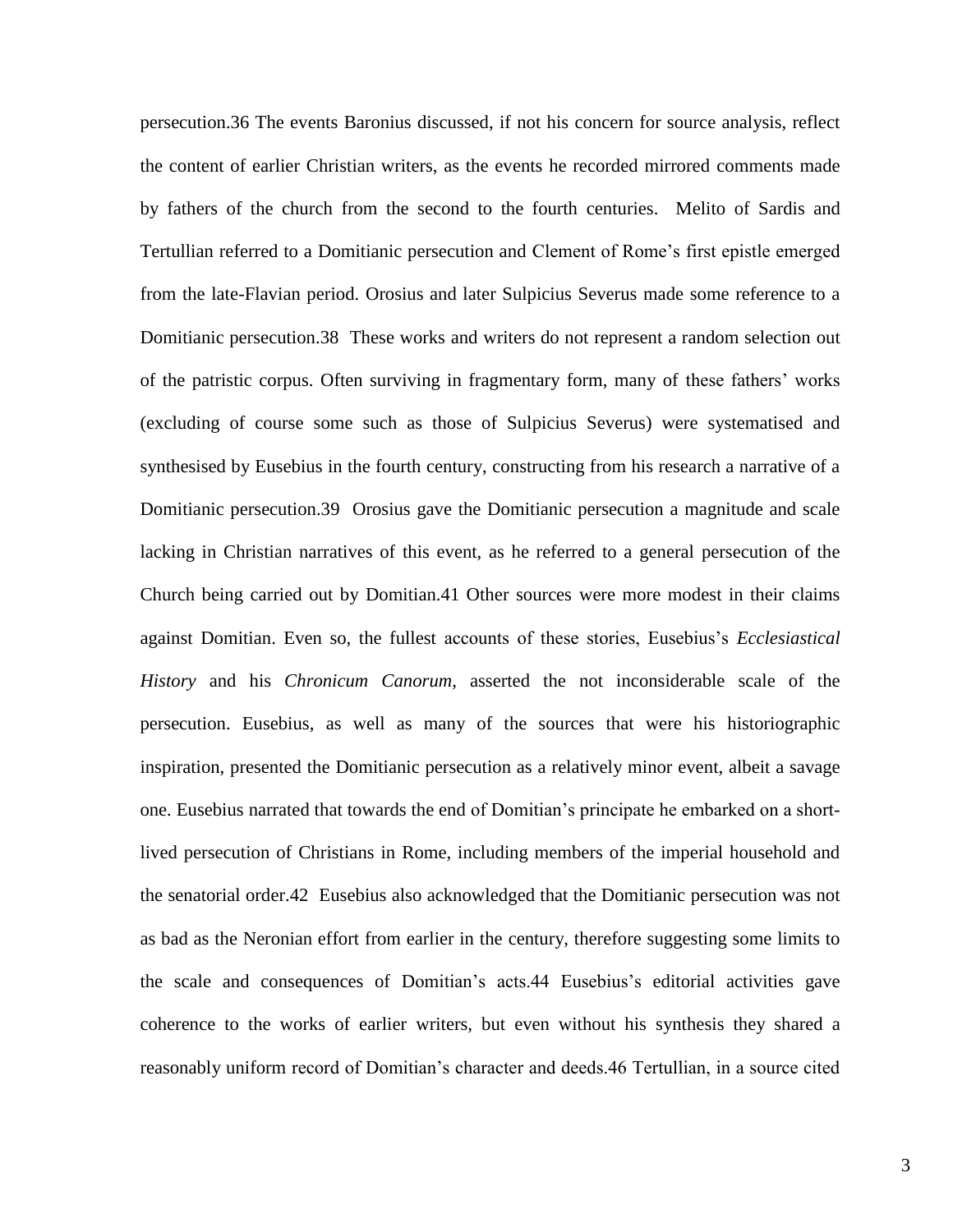persecution.36 The events Baronius discussed, if not his concern for source analysis, reflect the content of earlier Christian writers, as the events he recorded mirrored comments made by fathers of the church from the second to the fourth centuries. Melito of Sardis and Tertullian referred to a Domitianic persecution and Clement of Rome's first epistle emerged from the late-Flavian period. Orosius and later Sulpicius Severus made some reference to a Domitianic persecution.38 These works and writers do not represent a random selection out of the patristic corpus. Often surviving in fragmentary form, many of these fathers' works (excluding of course some such as those of Sulpicius Severus) were systematised and synthesised by Eusebius in the fourth century, constructing from his research a narrative of a Domitianic persecution.39 Orosius gave the Domitianic persecution a magnitude and scale lacking in Christian narratives of this event, as he referred to a general persecution of the Church being carried out by Domitian.41 Other sources were more modest in their claims against Domitian. Even so, the fullest accounts of these stories, Eusebius's *Ecclesiastical History* and his *Chronicum Canorum*, asserted the not inconsiderable scale of the persecution. Eusebius, as well as many of the sources that were his historiographic inspiration, presented the Domitianic persecution as a relatively minor event, albeit a savage one. Eusebius narrated that towards the end of Domitian's principate he embarked on a short-lived persecution of Christians in Rome, including members of the imperial household and the senatorial order.42 Eusebius also acknowledged that the Domitianic persecution was not as bad as the Neronian effort from earlier in the century, therefore suggesting some limits to the scale and consequences of Domitian's acts.44 Eusebius's editorial activities gave coherence to the works of earlier writers, but even without his synthesis they shared a reasonably uniform record of Domitian's character and deeds.46 Tertullian, in a source cited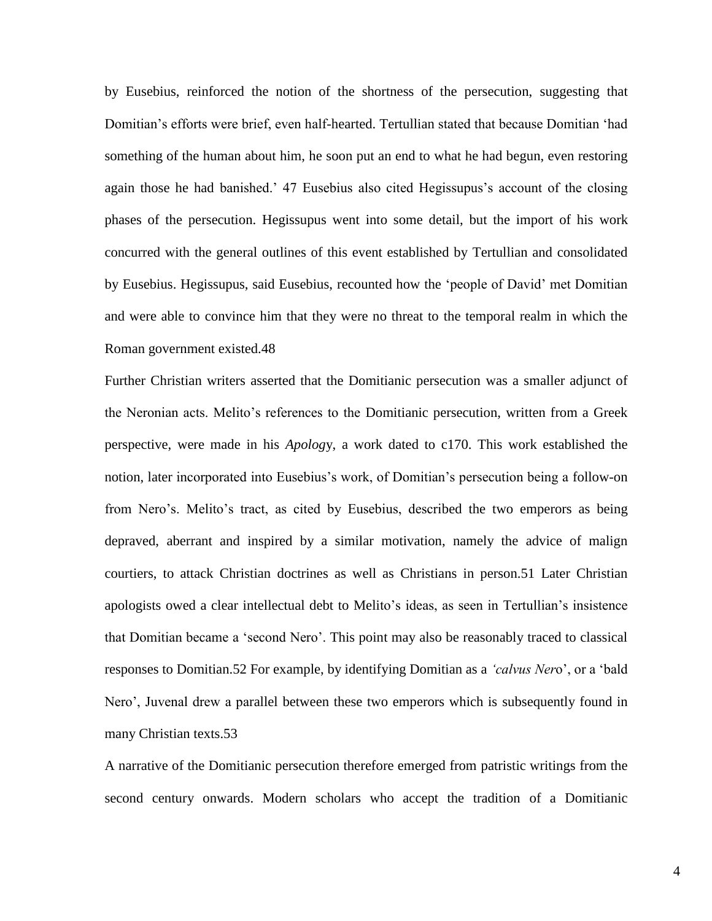by Eusebius, reinforced the notion of the shortness of the persecution, suggesting that Domitian's efforts were brief, even half-hearted. Tertullian stated that because Domitian 'had something of the human about him, he soon put an end to what he had begun, even restoring again those he had banished.' 47 Eusebius also cited Hegissupus's account of the closing phases of the persecution. Hegissupus went into some detail, but the import of his work concurred with the general outlines of this event established by Tertullian and consolidated by Eusebius. Hegissupus, said Eusebius, recounted how the 'people of David' met Domitian and were able to convince him that they were no threat to the temporal realm in which the Roman government existed.48

Further Christian writers asserted that the Domitianic persecution was a smaller adjunct of the Neronian acts. Melito's references to the Domitianic persecution, written from a Greek perspective, were made in his *Apolog*y, a work dated to c170. This work established the notion, later incorporated into Eusebius's work, of Domitian's persecution being a follow-on from Nero's. Melito's tract, as cited by Eusebius, described the two emperors as being depraved, aberrant and inspired by a similar motivation, namely the advice of malign courtiers, to attack Christian doctrines as well as Christians in person.51 Later Christian apologists owed a clear intellectual debt to Melito's ideas, as seen in Tertullian's insistence that Domitian became a 'second Nero'. This point may also be reasonably traced to classical responses to Domitian.52 For example, by identifying Domitian as a *'calvus Ner*o', or a 'bald Nero', Juvenal drew a parallel between these two emperors which is subsequently found in many Christian texts.53

A narrative of the Domitianic persecution therefore emerged from patristic writings from the second century onwards. Modern scholars who accept the tradition of a Domitianic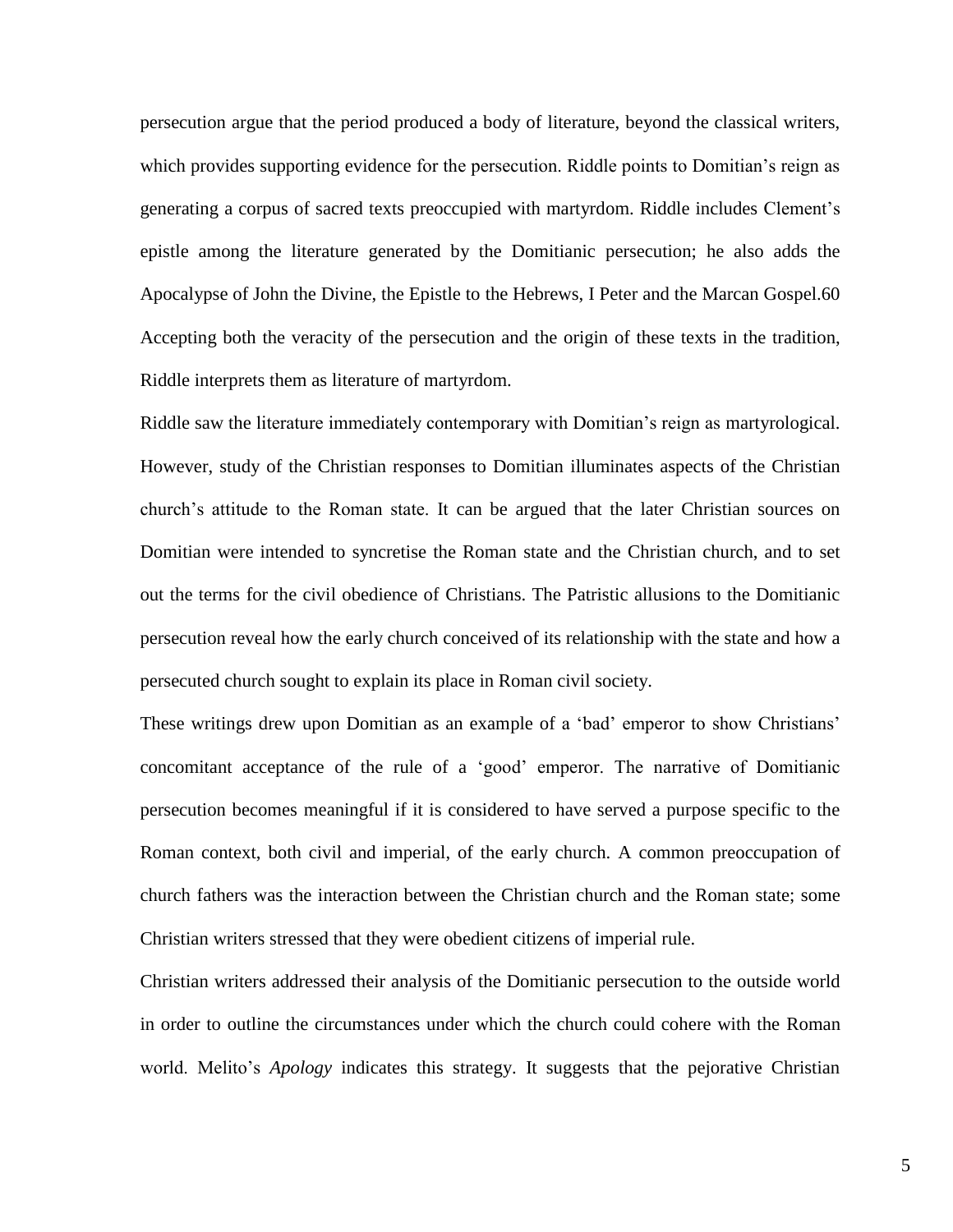persecution argue that the period produced a body of literature, beyond the classical writers, which provides supporting evidence for the persecution. Riddle points to Domitian's reign as generating a corpus of sacred texts preoccupied with martyrdom. Riddle includes Clement's epistle among the literature generated by the Domitianic persecution; he also adds the Apocalypse of John the Divine, the Epistle to the Hebrews, I Peter and the Marcan Gospel.60 Accepting both the veracity of the persecution and the origin of these texts in the tradition, Riddle interprets them as literature of martyrdom.

Riddle saw the literature immediately contemporary with Domitian's reign as martyrological. However, study of the Christian responses to Domitian illuminates aspects of the Christian church's attitude to the Roman state. It can be argued that the later Christian sources on Domitian were intended to syncretise the Roman state and the Christian church, and to set out the terms for the civil obedience of Christians. The Patristic allusions to the Domitianic persecution reveal how the early church conceived of its relationship with the state and how a persecuted church sought to explain its place in Roman civil society.

These writings drew upon Domitian as an example of a 'bad' emperor to show Christians' concomitant acceptance of the rule of a 'good' emperor. The narrative of Domitianic persecution becomes meaningful if it is considered to have served a purpose specific to the Roman context, both civil and imperial, of the early church. A common preoccupation of church fathers was the interaction between the Christian church and the Roman state; some Christian writers stressed that they were obedient citizens of imperial rule.

Christian writers addressed their analysis of the Domitianic persecution to the outside world in order to outline the circumstances under which the church could cohere with the Roman world. Melito's *Apology* indicates this strategy. It suggests that the pejorative Christian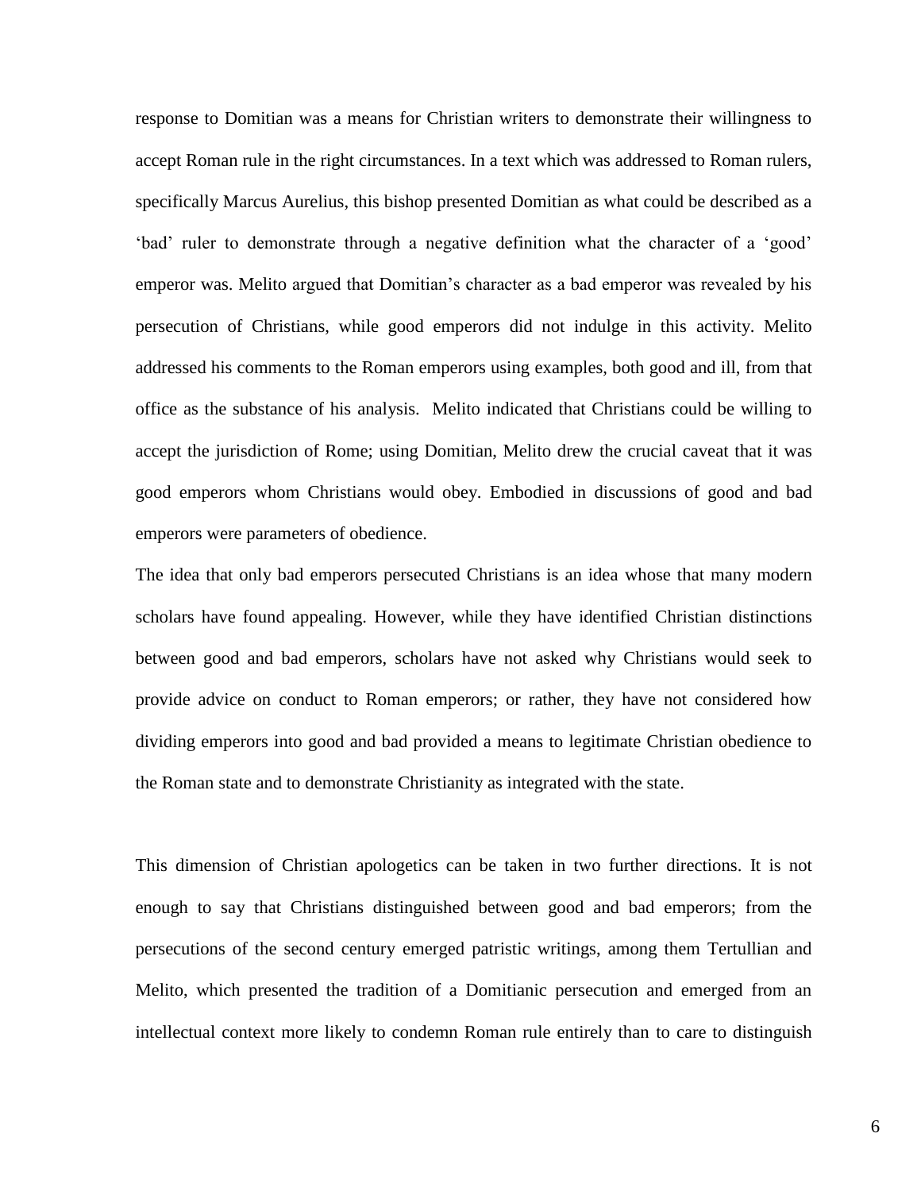response to Domitian was a means for Christian writers to demonstrate their willingness to accept Roman rule in the right circumstances. In a text which was addressed to Roman rulers, specifically Marcus Aurelius, this bishop presented Domitian as what could be described as a 'bad' ruler to demonstrate through a negative definition what the character of a 'good' emperor was. Melito argued that Domitian's character as a bad emperor was revealed by his persecution of Christians, while good emperors did not indulge in this activity. Melito addressed his comments to the Roman emperors using examples, both good and ill, from that office as the substance of his analysis. Melito indicated that Christians could be willing to accept the jurisdiction of Rome; using Domitian, Melito drew the crucial caveat that it was good emperors whom Christians would obey. Embodied in discussions of good and bad emperors were parameters of obedience.

The idea that only bad emperors persecuted Christians is an idea whose that many modern scholars have found appealing. However, while they have identified Christian distinctions between good and bad emperors, scholars have not asked why Christians would seek to provide advice on conduct to Roman emperors; or rather, they have not considered how dividing emperors into good and bad provided a means to legitimate Christian obedience to the Roman state and to demonstrate Christianity as integrated with the state.

This dimension of Christian apologetics can be taken in two further directions. It is not enough to say that Christians distinguished between good and bad emperors; from the persecutions of the second century emerged patristic writings, among them Tertullian and Melito, which presented the tradition of a Domitianic persecution and emerged from an intellectual context more likely to condemn Roman rule entirely than to care to distinguish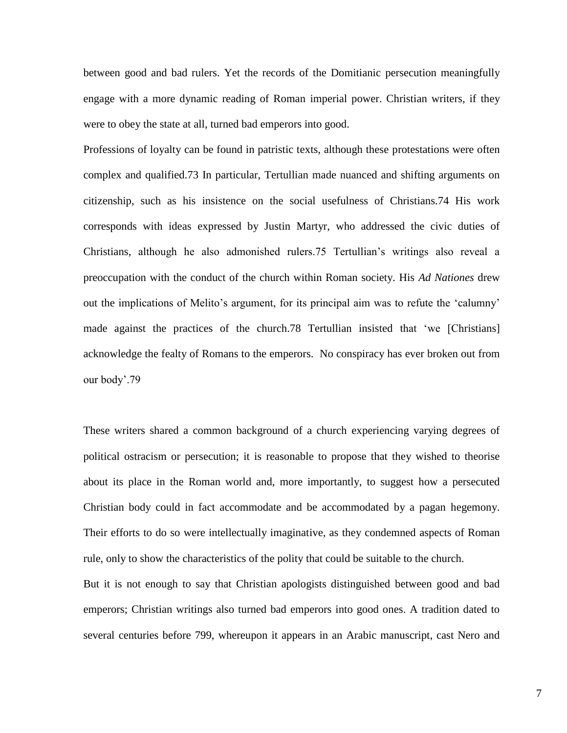between good and bad rulers. Yet the records of the Domitianic persecution meaningfully engage with a more dynamic reading of Roman imperial power. Christian writers, if they were to obey the state at all, turned bad emperors into good.

Professions of loyalty can be found in patristic texts, although these protestations were often complex and qualified.73 In particular, Tertullian made nuanced and shifting arguments on citizenship, such as his insistence on the social usefulness of Christians.74 His work corresponds with ideas expressed by Justin Martyr, who addressed the civic duties of Christians, although he also admonished rulers.75 Tertullian's writings also reveal a preoccupation with the conduct of the church within Roman society. His *Ad Nationes* drew out the implications of Melito's argument, for its principal aim was to refute the 'calumny' made against the practices of the church.78 Tertullian insisted that 'we [Christians] acknowledge the fealty of Romans to the emperors. No conspiracy has ever broken out from our body'.79

These writers shared a common background of a church experiencing varying degrees of political ostracism or persecution; it is reasonable to propose that they wished to theorise about its place in the Roman world and, more importantly, to suggest how a persecuted Christian body could in fact accommodate and be accommodated by a pagan hegemony. Their efforts to do so were intellectually imaginative, as they condemned aspects of Roman rule, only to show the characteristics of the polity that could be suitable to the church.

But it is not enough to say that Christian apologists distinguished between good and bad emperors; Christian writings also turned bad emperors into good ones. A tradition dated to several centuries before 799, whereupon it appears in an Arabic manuscript, cast Nero and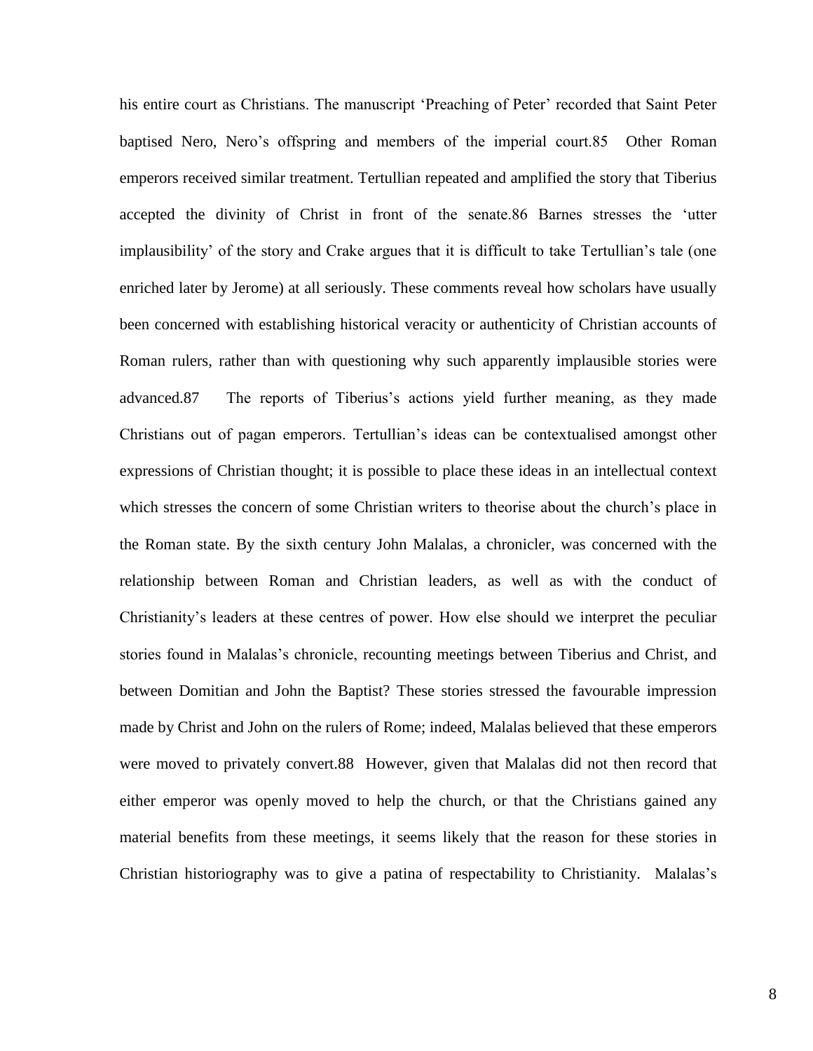his entire court as Christians. The manuscript 'Preaching of Peter' recorded that Saint Peter baptised Nero, Nero's offspring and members of the imperial court.85 Other Roman emperors received similar treatment. Tertullian repeated and amplified the story that Tiberius accepted the divinity of Christ in front of the senate.86 Barnes stresses the 'utter implausibility' of the story and Crake argues that it is difficult to take Tertullian's tale (one enriched later by Jerome) at all seriously. These comments reveal how scholars have usually been concerned with establishing historical veracity or authenticity of Christian accounts of Roman rulers, rather than with questioning why such apparently implausible stories were advanced.87 The reports of Tiberius's actions yield further meaning, as they made Christians out of pagan emperors. Tertullian's ideas can be contextualised amongst other expressions of Christian thought; it is possible to place these ideas in an intellectual context which stresses the concern of some Christian writers to theorise about the church's place in the Roman state. By the sixth century John Malalas, a chronicler, was concerned with the relationship between Roman and Christian leaders, as well as with the conduct of Christianity's leaders at these centres of power. How else should we interpret the peculiar stories found in Malalas's chronicle, recounting meetings between Tiberius and Christ, and between Domitian and John the Baptist? These stories stressed the favourable impression made by Christ and John on the rulers of Rome; indeed, Malalas believed that these emperors were moved to privately convert.88 However, given that Malalas did not then record that either emperor was openly moved to help the church, or that the Christians gained any material benefits from these meetings, it seems likely that the reason for these stories in Christian historiography was to give a patina of respectability to Christianity. Malalas's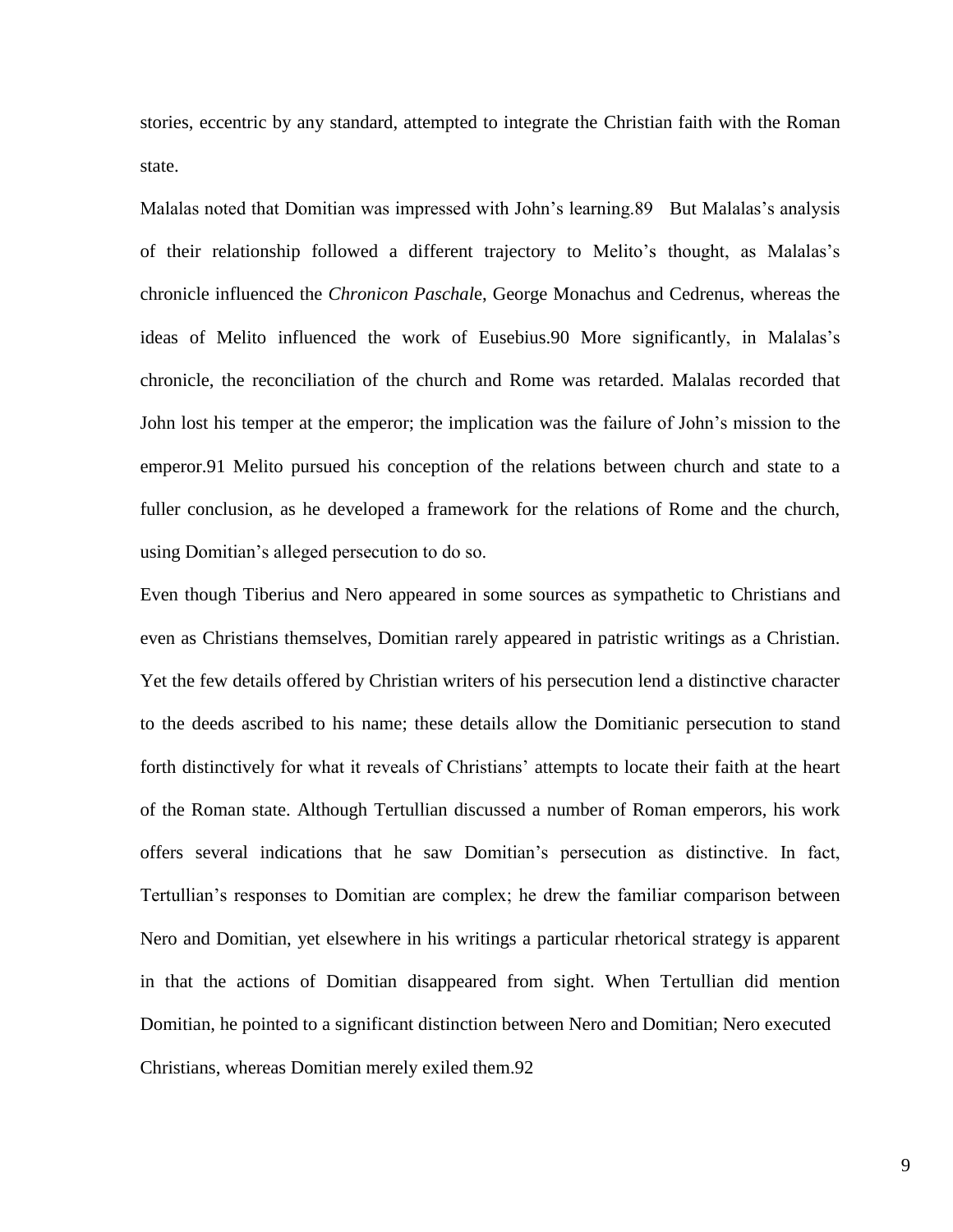stories, eccentric by any standard, attempted to integrate the Christian faith with the Roman state.

Malalas noted that Domitian was impressed with John's learning.89 But Malalas's analysis of their relationship followed a different trajectory to Melito's thought, as Malalas's chronicle influenced the *Chronicon Paschal*e, George Monachus and Cedrenus, whereas the ideas of Melito influenced the work of Eusebius.90 More significantly, in Malalas's chronicle, the reconciliation of the church and Rome was retarded. Malalas recorded that John lost his temper at the emperor; the implication was the failure of John's mission to the emperor.91 Melito pursued his conception of the relations between church and state to a fuller conclusion, as he developed a framework for the relations of Rome and the church, using Domitian's alleged persecution to do so.

Even though Tiberius and Nero appeared in some sources as sympathetic to Christians and even as Christians themselves, Domitian rarely appeared in patristic writings as a Christian. Yet the few details offered by Christian writers of his persecution lend a distinctive character to the deeds ascribed to his name; these details allow the Domitianic persecution to stand forth distinctively for what it reveals of Christians' attempts to locate their faith at the heart of the Roman state. Although Tertullian discussed a number of Roman emperors, his work offers several indications that he saw Domitian's persecution as distinctive. In fact, Tertullian's responses to Domitian are complex; he drew the familiar comparison between Nero and Domitian, yet elsewhere in his writings a particular rhetorical strategy is apparent in that the actions of Domitian disappeared from sight. When Tertullian did mention Domitian, he pointed to a significant distinction between Nero and Domitian; Nero executed Christians, whereas Domitian merely exiled them.92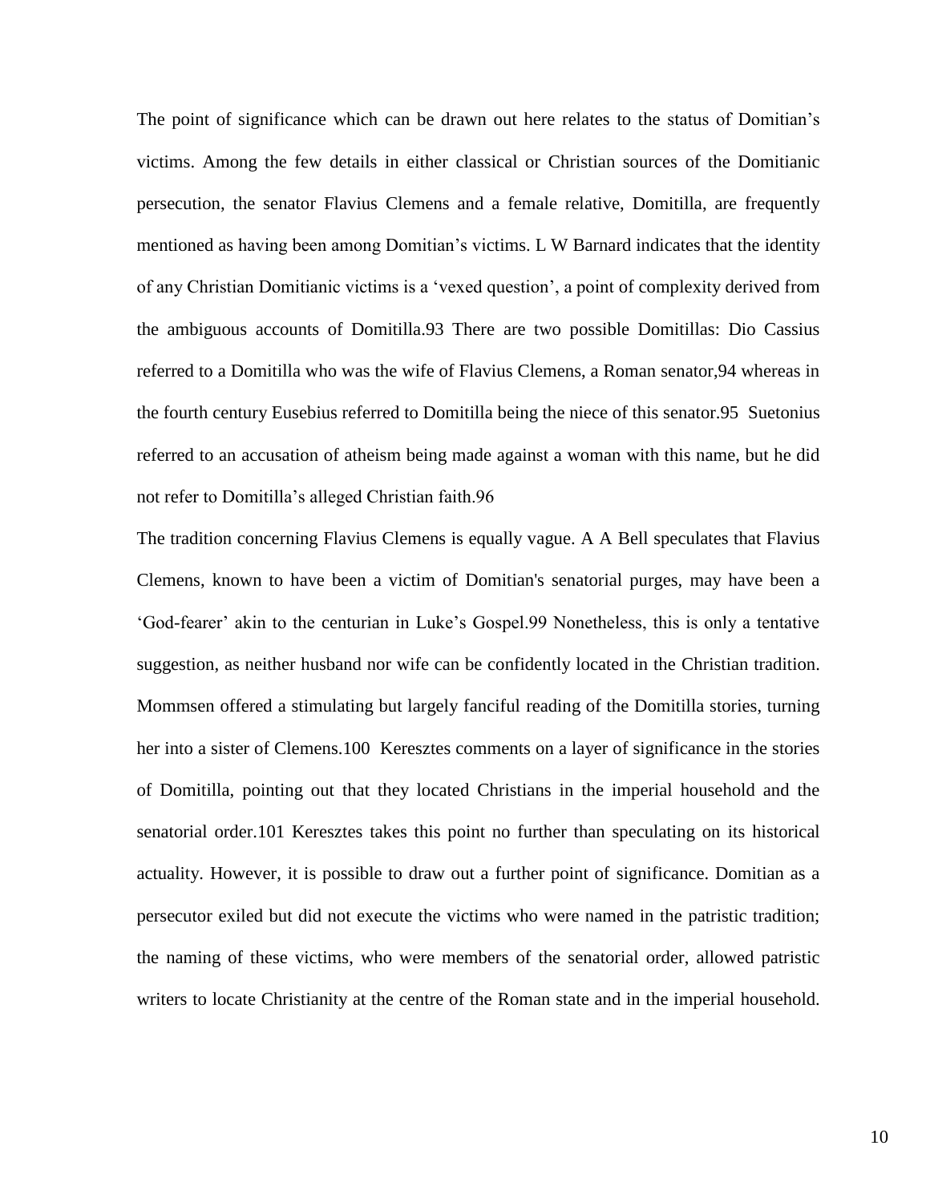The point of significance which can be drawn out here relates to the status of Domitian's victims. Among the few details in either classical or Christian sources of the Domitianic persecution, the senator Flavius Clemens and a female relative, Domitilla, are frequently mentioned as having been among Domitian's victims. L W Barnard indicates that the identity of any Christian Domitianic victims is a 'vexed question', a point of complexity derived from the ambiguous accounts of Domitilla.[93] There are two possible Domitillas: Dio Cassius referred to a Domitilla who was the wife of Flavius Clemens, a Roman senator,[94] whereas in the fourth century Eusebius referred to Domitilla being the niece of this senator.[95] Suetonius referred to an accusation of atheism being made against a woman with this name, but he did not refer to Domitilla's alleged Christian faith.[96]

The tradition concerning Flavius Clemens is equally vague. A A Bell speculates that Flavius Clemens, known to have been a victim of Domitian's senatorial purges, may have been a 'God-fearer' akin to the centurian in Luke's Gospel.[99] Nonetheless, this is only a tentative suggestion, as neither husband nor wife can be confidently located in the Christian tradition. Mommsen offered a stimulating but largely fanciful reading of the Domitilla stories, turning her into a sister of Clemens.[100] Keresztes comments on a layer of significance in the stories of Domitilla, pointing out that they located Christians in the imperial household and the senatorial order.[101] Keresztes takes this point no further than speculating on its historical actuality. However, it is possible to draw out a further point of significance. Domitian as a persecutor exiled but did not execute the victims who were named in the patristic tradition; the naming of these victims, who were members of the senatorial order, allowed patristic writers to locate Christianity at the centre of the Roman state and in the imperial household.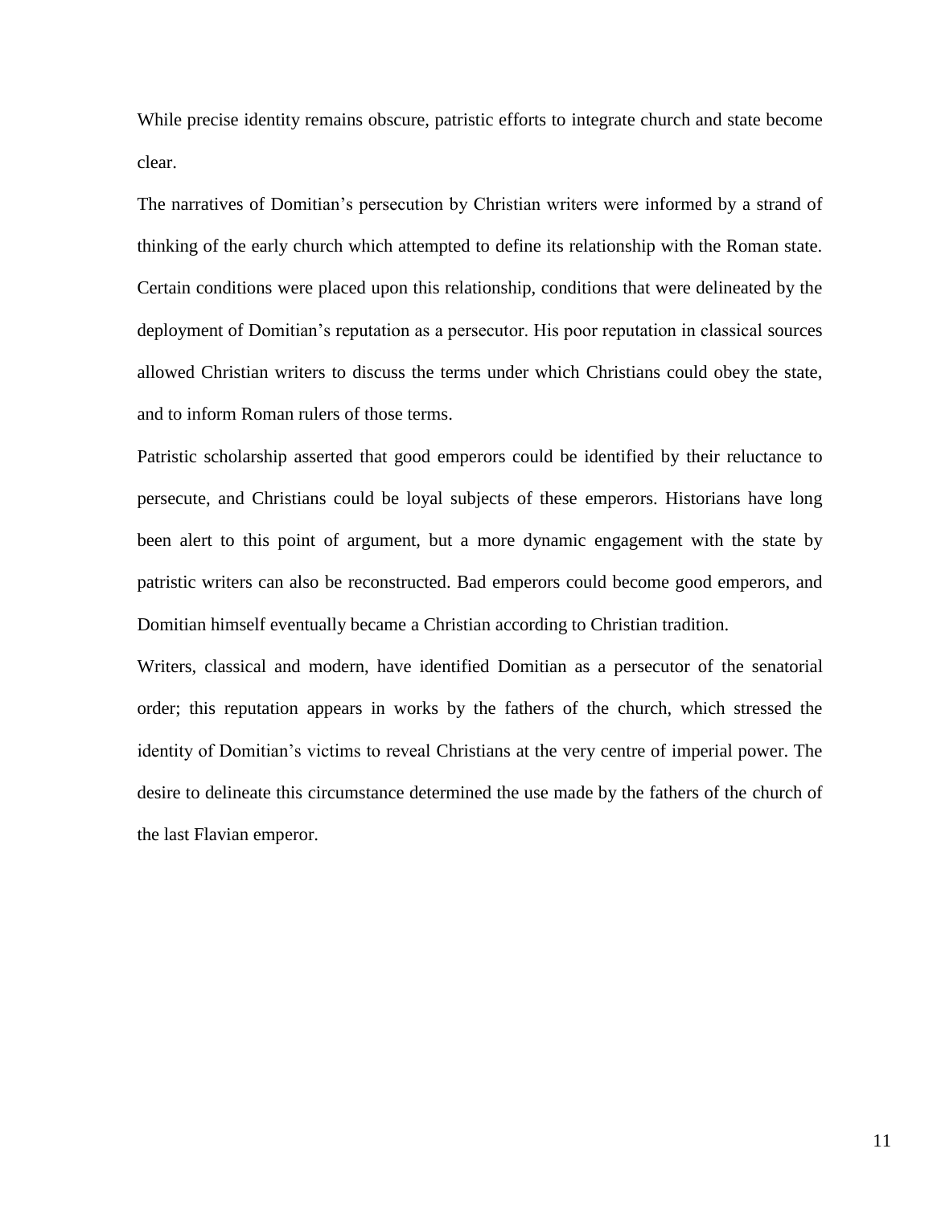While precise identity remains obscure, patristic efforts to integrate church and state become clear.

The narratives of Domitian's persecution by Christian writers were informed by a strand of thinking of the early church which attempted to define its relationship with the Roman state. Certain conditions were placed upon this relationship, conditions that were delineated by the deployment of Domitian's reputation as a persecutor. His poor reputation in classical sources allowed Christian writers to discuss the terms under which Christians could obey the state, and to inform Roman rulers of those terms.

Patristic scholarship asserted that good emperors could be identified by their reluctance to persecute, and Christians could be loyal subjects of these emperors. Historians have long been alert to this point of argument, but a more dynamic engagement with the state by patristic writers can also be reconstructed. Bad emperors could become good emperors, and Domitian himself eventually became a Christian according to Christian tradition.

Writers, classical and modern, have identified Domitian as a persecutor of the senatorial order; this reputation appears in works by the fathers of the church, which stressed the identity of Domitian's victims to reveal Christians at the very centre of imperial power. The desire to delineate this circumstance determined the use made by the fathers of the church of the last Flavian emperor.